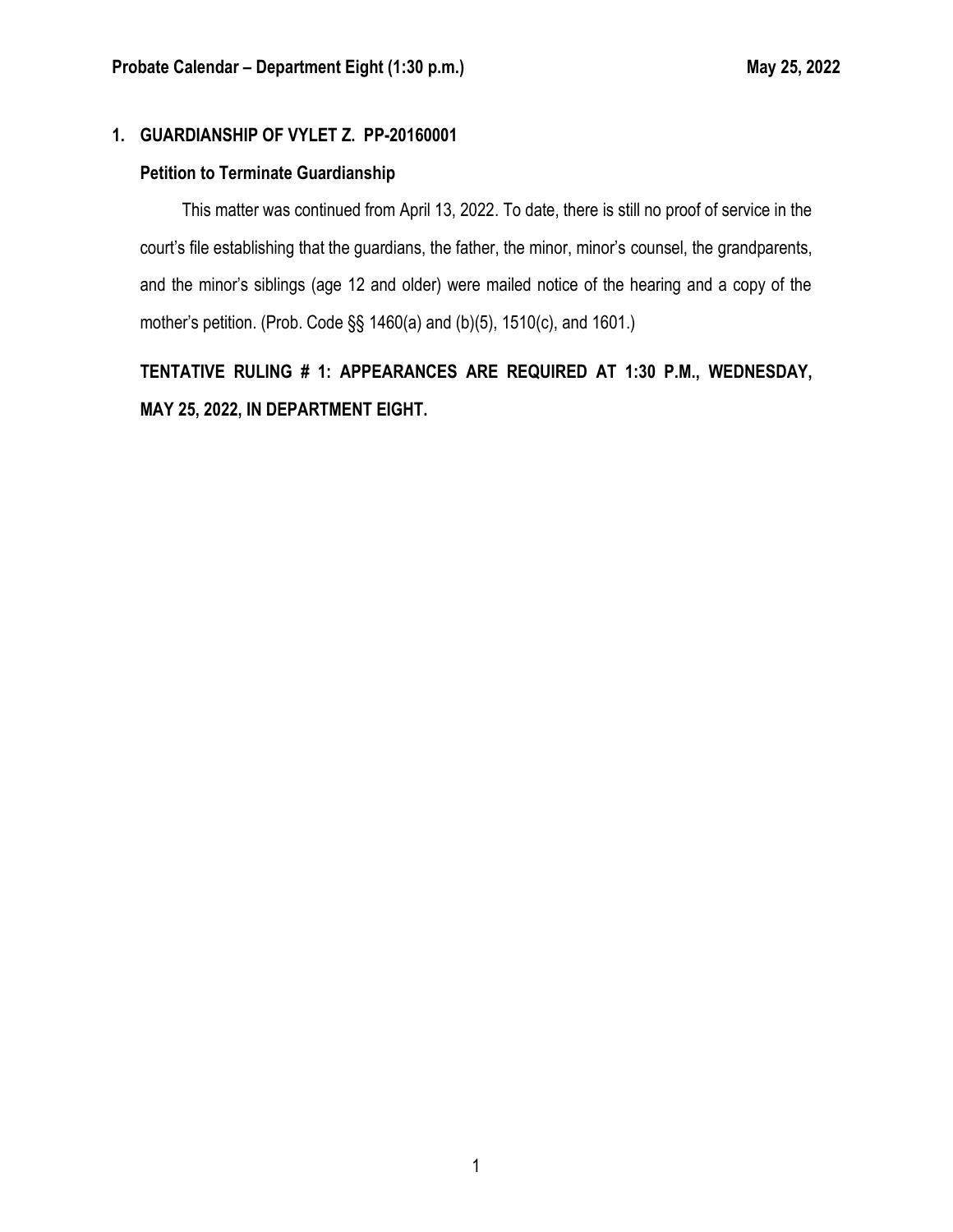## 1. GUARDIANSHIP OF VYLET Z. PP-20160001

### Petition to Terminate Guardianship

This matter was continued from April 13, 2022. To date, there is still no proof of service in the court's file establishing that the guardians, the father, the minor, minor's counsel, the grandparents, and the minor's siblings (age 12 and older) were mailed notice of the hearing and a copy of the mother's petition. (Prob. Code §§ 1460(a) and (b)(5), 1510(c), and 1601.)

**TENTATIVE RULING # 1: APPEARANCES ARE REQUIRED AT 1:30 P.M., WEDNESDAY, MAY 25, 2022, IN DEPARTMENT EIGHT.**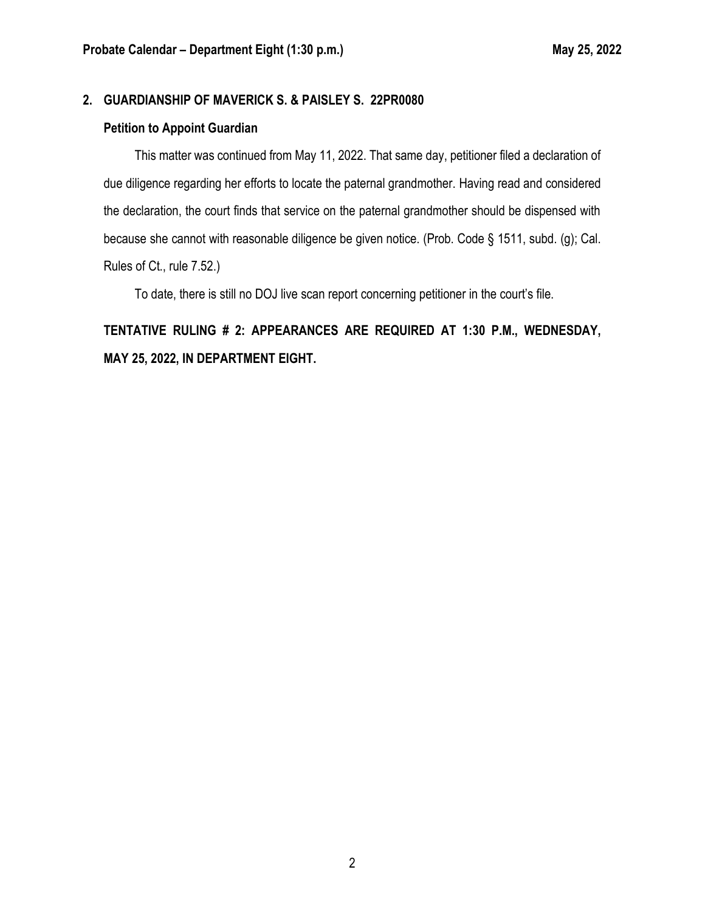## 2. GUARDIANSHIP OF MAVERICK S. & PAISLEY S. 22PR0080

### Petition to Appoint Guardian

This matter was continued from May 11, 2022. That same day, petitioner filed a declaration of due diligence regarding her efforts to locate the paternal grandmother. Having read and considered the declaration, the court finds that service on the paternal grandmother should be dispensed with because she cannot with reasonable diligence be given notice. (Prob. Code § 1511, subd. (g); Cal. Rules of Ct., rule 7.52.)

To date, there is still no DOJ live scan report concerning petitioner in the court's file.

**TENTATIVE RULING # 2: APPEARANCES ARE REQUIRED AT 1:30 P.M., WEDNESDAY, MAY 25, 2022, IN DEPARTMENT EIGHT.**